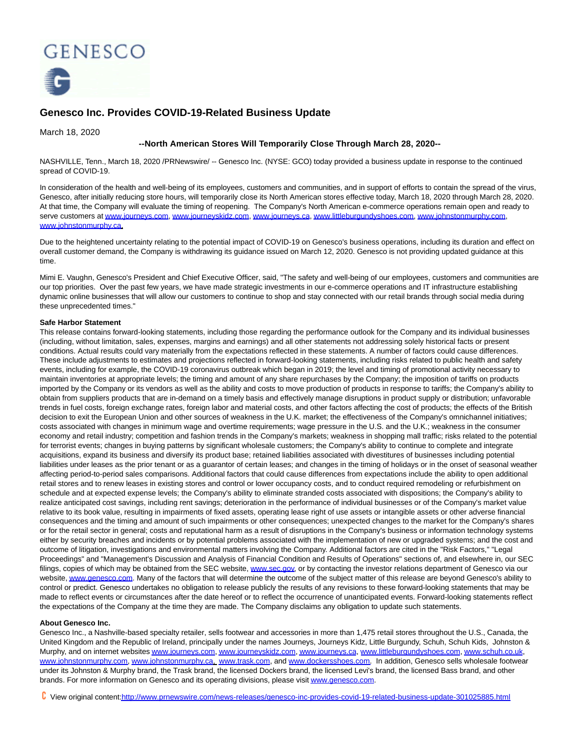GENESCO

# Genesco Inc. Provides COVID-19-Related Business Update

March 18, 2020

**--North American Stores Will Temporarily Close Through March 28, 2020--**

NASHVILLE, Tenn., March 18, 2020 /PRNewswire/ -- Genesco Inc. (NYSE: GCO) today provided a business update in response to the continued spread of COVID-19.

In consideration of the health and well-being of its employees, customers and communities, and in support of efforts to contain the spread of the virus, Genesco, after initially reducing store hours, will temporarily close its North American stores effective today, March 18, 2020 through March 28, 2020. At that time, the Company will evaluate the timing of reopening. The Company's North American e-commerce operations remain open and ready to serve customers at www.journeys.com, www.journeyskidz.com, www.journeys.ca, www.littleburgundyshoes.com, www.johnstonmurphy.com, www.johnstonmurphy.ca.

Due to the heightened uncertainty relating to the potential impact of COVID-19 on Genesco's business operations, including its duration and effect on overall customer demand, the Company is withdrawing its guidance issued on March 12, 2020. Genesco is not providing updated guidance at this time.

Mimi E. Vaughn, Genesco's President and Chief Executive Officer, said, "The safety and well-being of our employees, customers and communities are our top priorities. Over the past few years, we have made strategic investments in our e-commerce operations and IT infrastructure establishing dynamic online businesses that will allow our customers to continue to shop and stay connected with our retail brands through social media during these unprecedented times."

**Safe Harbor Statement**

This release contains forward-looking statements, including those regarding the performance outlook for the Company and its individual businesses (including, without limitation, sales, expenses, margins and earnings) and all other statements not addressing solely historical facts or present conditions. Actual results could vary materially from the expectations reflected in these statements. A number of factors could cause differences. These include adjustments to estimates and projections reflected in forward-looking statements, including risks related to public health and safety events, including for example, the COVID-19 coronavirus outbreak which began in 2019; the level and timing of promotional activity necessary to maintain inventories at appropriate levels; the timing and amount of any share repurchases by the Company; the imposition of tariffs on products imported by the Company or its vendors as well as the ability and costs to move production of products in response to tariffs; the Company's ability to obtain from suppliers products that are in-demand on a timely basis and effectively manage disruptions in product supply or distribution; unfavorable trends in fuel costs, foreign exchange rates, foreign labor and material costs, and other factors affecting the cost of products; the effects of the British decision to exit the European Union and other sources of weakness in the U.K. market; the effectiveness of the Company's omnichannel initiatives; costs associated with changes in minimum wage and overtime requirements; wage pressure in the U.S. and the U.K.; weakness in the consumer economy and retail industry; competition and fashion trends in the Company's markets; weakness in shopping mall traffic; risks related to the potential for terrorist events; changes in buying patterns by significant wholesale customers; the Company's ability to continue to complete and integrate acquisitions, expand its business and diversify its product base; retained liabilities associated with divestitures of businesses including potential liabilities under leases as the prior tenant or as a guarantor of certain leases; and changes in the timing of holidays or in the onset of seasonal weather affecting period-to-period sales comparisons. Additional factors that could cause differences from expectations include the ability to open additional retail stores and to renew leases in existing stores and control or lower occupancy costs, and to conduct required remodeling or refurbishment on schedule and at expected expense levels; the Company's ability to eliminate stranded costs associated with dispositions; the Company's ability to realize anticipated cost savings, including rent savings; deterioration in the performance of individual businesses or of the Company's market value relative to its book value, resulting in impairments of fixed assets, operating lease right of use assets or intangible assets or other adverse financial consequences and the timing and amount of such impairments or other consequences; unexpected changes to the market for the Company's shares or for the retail sector in general; costs and reputational harm as a result of disruptions in the Company's business or information technology systems either by security breaches and incidents or by potential problems associated with the implementation of new or upgraded systems; and the cost and outcome of litigation, investigations and environmental matters involving the Company. Additional factors are cited in the "Risk Factors," "Legal Proceedings" and "Management's Discussion and Analysis of Financial Condition and Results of Operations" sections of, and elsewhere in, our SEC filings, copies of which may be obtained from the SEC website, www.sec.gov, or by contacting the investor relations department of Genesco via our website, www.genesco.com. Many of the factors that will determine the outcome of the subject matter of this release are beyond Genesco's ability to control or predict. Genesco undertakes no obligation to release publicly the results of any revisions to these forward-looking statements that may be made to reflect events or circumstances after the date hereof or to reflect the occurrence of unanticipated events. Forward-looking statements reflect the expectations of the Company at the time they are made. The Company disclaims any obligation to update such statements.

**About Genesco Inc.**

Genesco Inc., a Nashville-based specialty retailer, sells footwear and accessories in more than 1,475 retail stores throughout the U.S., Canada, the United Kingdom and the Republic of Ireland, principally under the names Journeys, Journeys Kidz, Little Burgundy, Schuh, Schuh Kids, Johnston & Murphy, and on internet websites www.journeys.com, www.journeyskidz.com, www.journeys.ca, www.littleburgundyshoes.com, www.schuh.co.uk, www.johnstonmurphy.com, www.johnstonmurphy.ca, www.trask.com, and www.dockersshoes.com. In addition, Genesco sells wholesale footwear under its Johnston & Murphy brand, the Trask brand, the licensed Dockers brand, the licensed Levi's brand, the licensed Bass brand, and other brands. For more information on Genesco and its operating divisions, please visit www.genesco.com.

View original content:http://www.prnewswire.com/news-releases/genesco-inc-provides-covid-19-related-business-update-301025885.html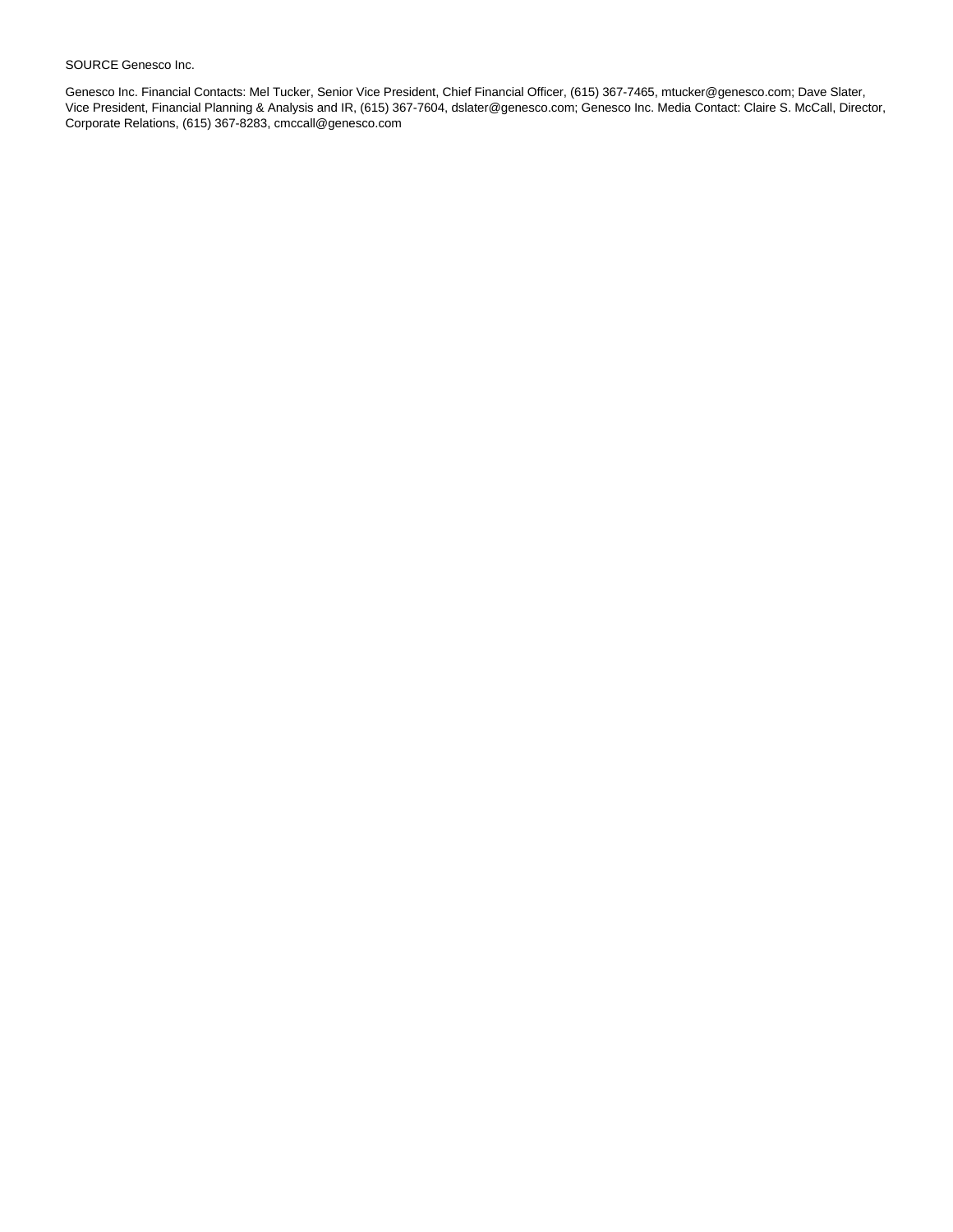SOURCE Genesco Inc.

Genesco Inc. Financial Contacts: Mel Tucker, Senior Vice President, Chief Financial Officer, (615) 367-7465, mtucker@genesco.com; Dave Slater, Vice President, Financial Planning & Analysis and IR, (615) 367-7604, dslater@genesco.com; Genesco Inc. Media Contact: Claire S. McCall, Director, Corporate Relations, (615) 367-8283, cmccall@genesco.com